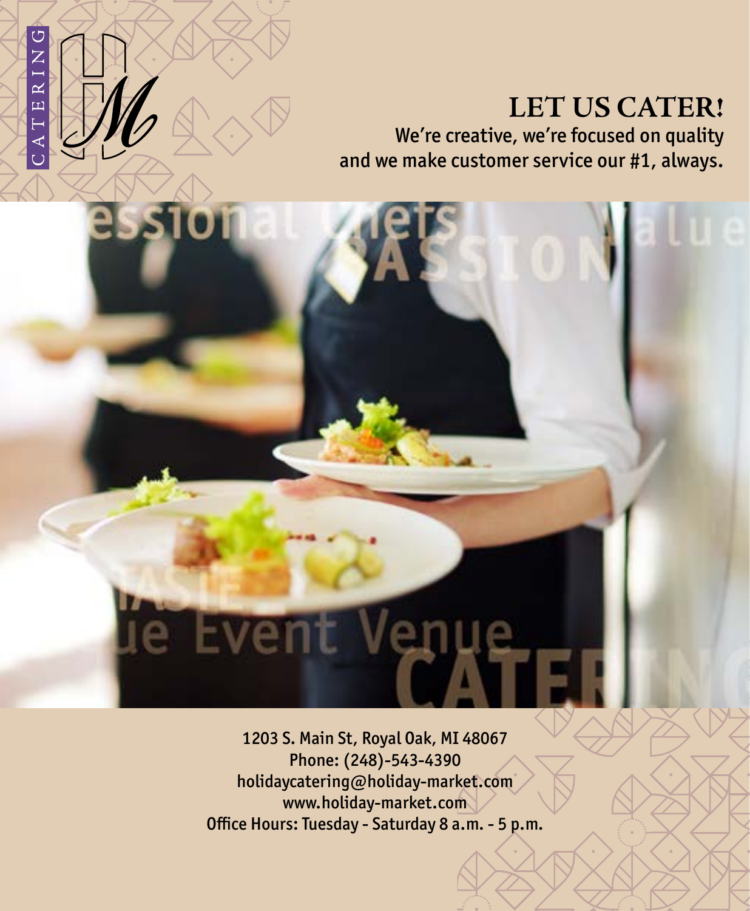CATERING

# LET US CATER!

We're creative, we're focused on quality and we make customer service our #1, always.

1203 S. Main St, Royal Oak, MI 48067
Phone: (248)-543-4390
holidaycatering@holiday-market.com
www.holiday-market.com
Office Hours: Tuesday - Saturday 8 a.m. - 5 p.m.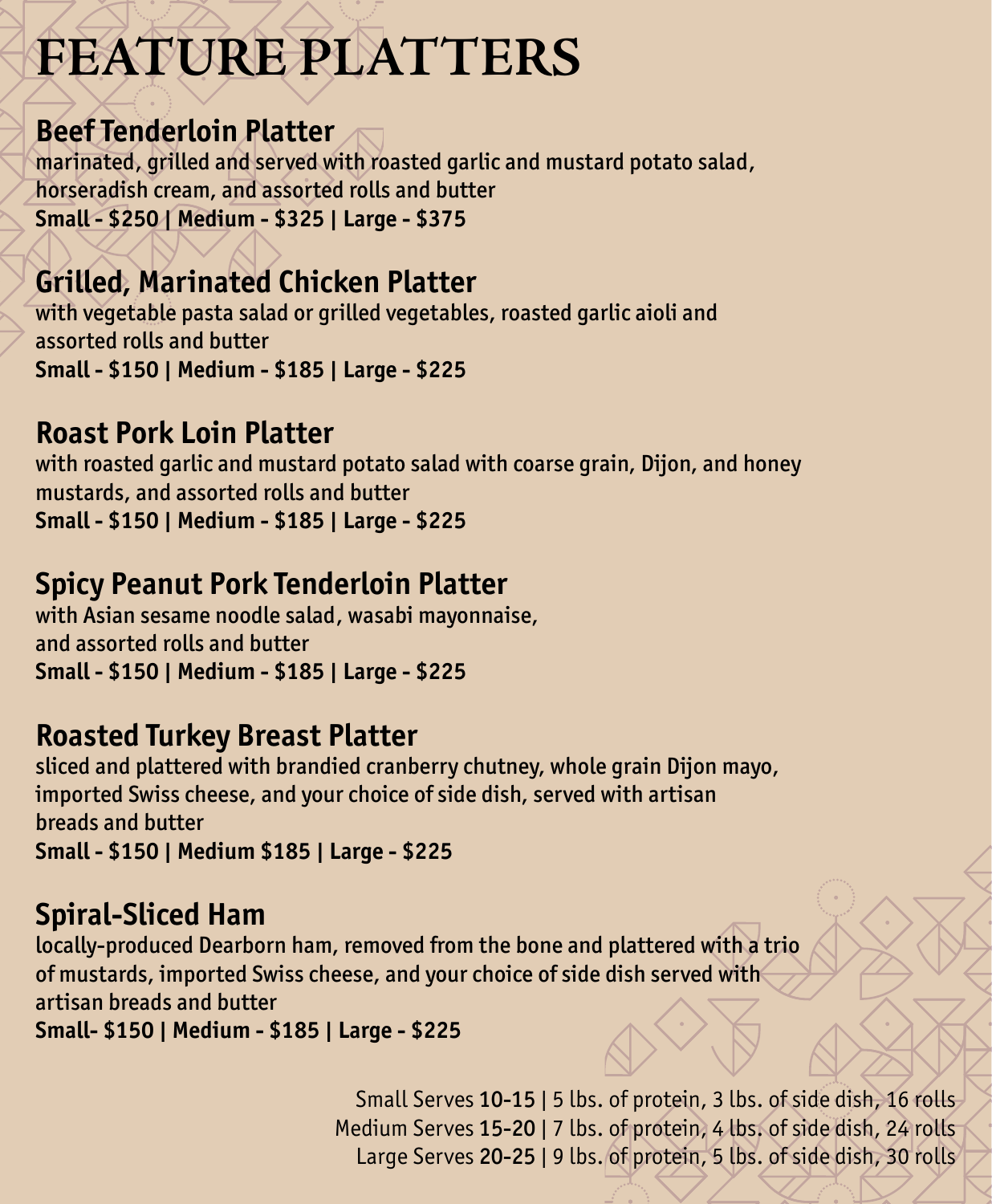# FEATURE PLATTERS

## Beef Tenderloin Platter

marinated, grilled and served with roasted garlic and mustard potato salad, horseradish cream, and assorted rolls and butter

**Small - $250 | Medium - $325 | Large - $375**

## Grilled, Marinated Chicken Platter

with vegetable pasta salad or grilled vegetables, roasted garlic aioli and assorted rolls and butter

**Small - $150 | Medium - $185 | Large - $225**

## Roast Pork Loin Platter

with roasted garlic and mustard potato salad with coarse grain, Dijon, and honey mustards, and assorted rolls and butter

**Small - $150 | Medium - $185 | Large - $225**

## Spicy Peanut Pork Tenderloin Platter

with Asian sesame noodle salad, wasabi mayonnaise, and assorted rolls and butter

**Small - $150 | Medium - $185 | Large - $225**

## Roasted Turkey Breast Platter

sliced and plattered with brandied cranberry chutney, whole grain Dijon mayo, imported Swiss cheese, and your choice of side dish, served with artisan breads and butter

**Small - $150 | Medium $185 | Large - $225**

## Spiral-Sliced Ham

locally-produced Dearborn ham, removed from the bone and plattered with a trio of mustards, imported Swiss cheese, and your choice of side dish served with artisan breads and butter

**Small- $150 | Medium - $185 | Large - $225**

Small Serves **10-15** | 5 lbs. of protein, 3 lbs. of side dish, 16 rolls
Medium Serves **15-20** | 7 lbs. of protein, 4 lbs. of side dish, 24 rolls
Large Serves **20-25** | 9 lbs. of protein, 5 lbs. of side dish, 30 rolls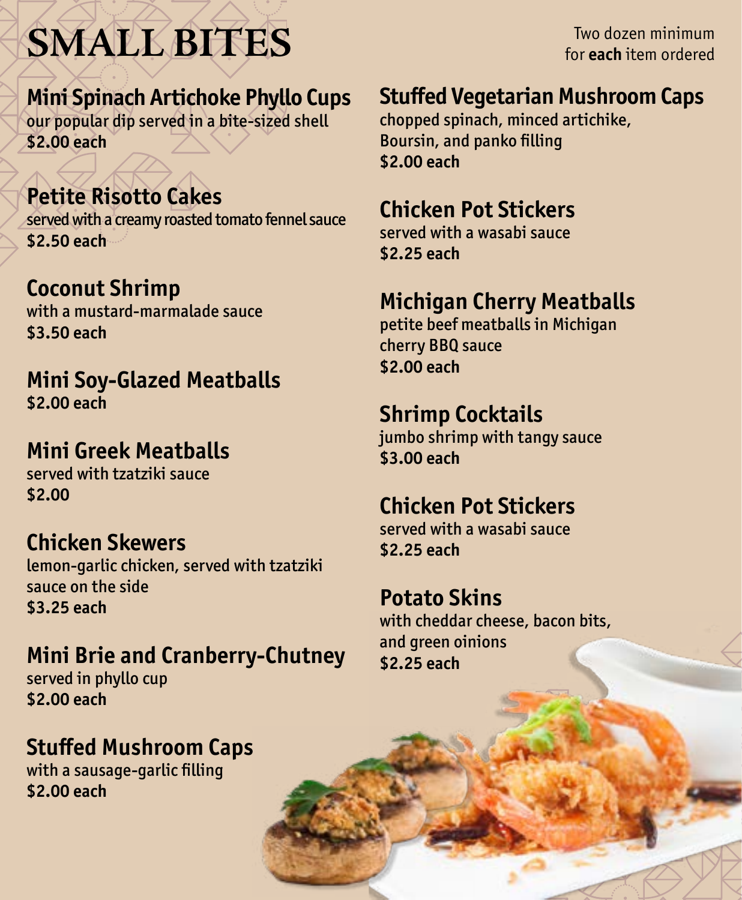# SMALL BITES

Two dozen minimum for **each** item ordered

## Mini Spinach Artichoke Phyllo Cups
our popular dip served in a bite-sized shell
**$2.00 each**

## Petite Risotto Cakes
served with a creamy roasted tomato fennel sauce
**$2.50 each**

## Coconut Shrimp
with a mustard-marmalade sauce
**$3.50 each**

## Mini Soy-Glazed Meatballs
**$2.00 each**

## Mini Greek Meatballs
served with tzatziki sauce
**$2.00**

## Chicken Skewers
lemon-garlic chicken, served with tzatziki sauce on the side
**$3.25 each**

## Mini Brie and Cranberry-Chutney
served in phyllo cup
**$2.00 each**

## Stuffed Mushroom Caps
with a sausage-garlic filling
**$2.00 each**

## Stuffed Vegetarian Mushroom Caps
chopped spinach, minced artichike, Boursin, and panko filling
**$2.00 each**

## Chicken Pot Stickers
served with a wasabi sauce
**$2.25 each**

## Michigan Cherry Meatballs
petite beef meatballs in Michigan cherry BBQ sauce
**$2.00 each**

## Shrimp Cocktails
jumbo shrimp with tangy sauce
**$3.00 each**

## Chicken Pot Stickers
served with a wasabi sauce
**$2.25 each**

## Potato Skins
with cheddar cheese, bacon bits, and green oinions
**$2.25 each**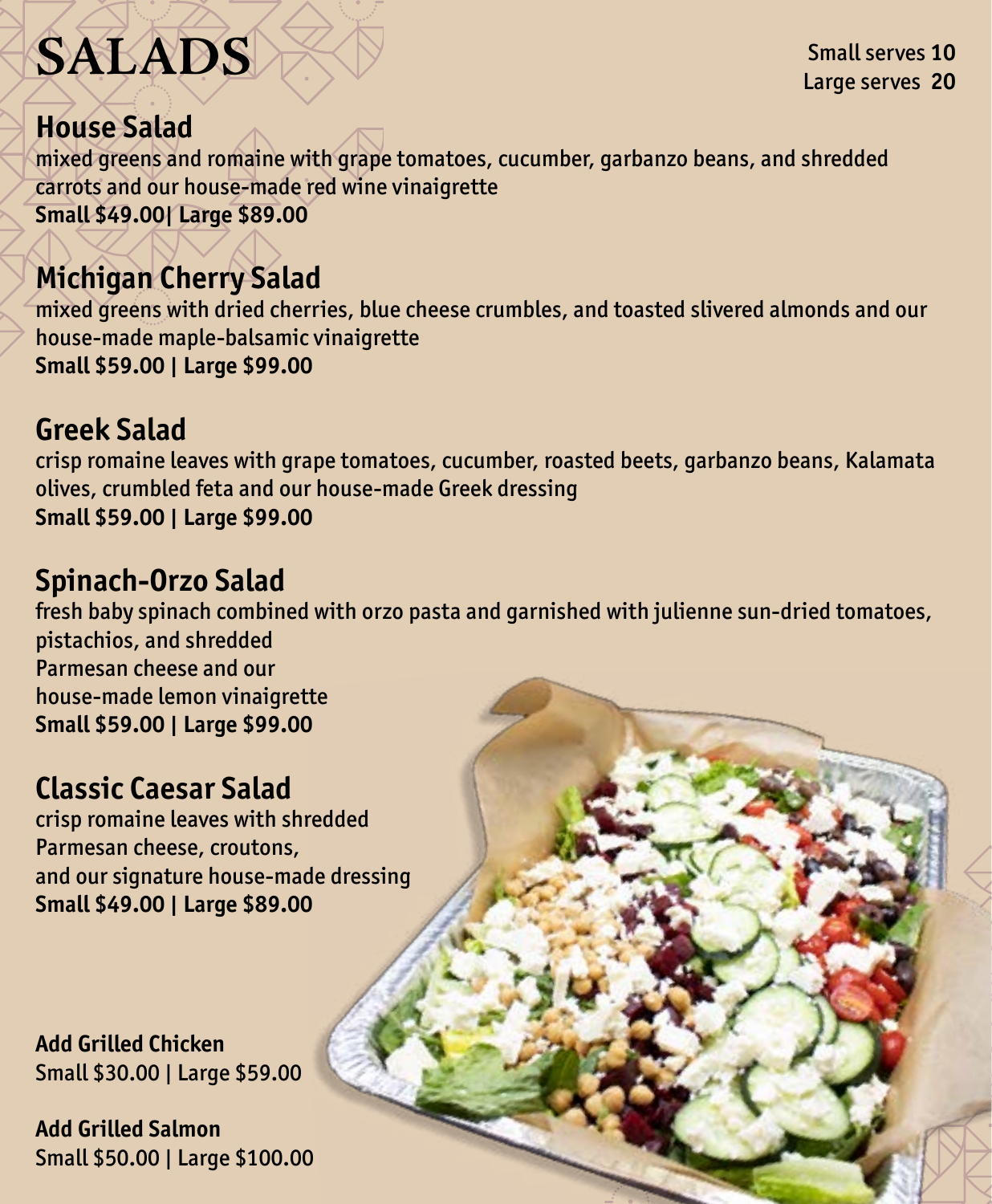# SALADS

Small serves **10**
Large serves **20**

## House Salad

mixed greens and romaine with grape tomatoes, cucumber, garbanzo beans, and shredded carrots and our house-made red wine vinaigrette
**Small $49.00| Large $89.00**

## Michigan Cherry Salad

mixed greens with dried cherries, blue cheese crumbles, and toasted slivered almonds and our house-made maple-balsamic vinaigrette
**Small $59.00 | Large $99.00**

## Greek Salad

crisp romaine leaves with grape tomatoes, cucumber, roasted beets, garbanzo beans, Kalamata olives, crumbled feta and our house-made Greek dressing
**Small $59.00 | Large $99.00**

## Spinach-Orzo Salad

fresh baby spinach combined with orzo pasta and garnished with julienne sun-dried tomatoes, pistachios, and shredded Parmesan cheese and our house-made lemon vinaigrette
**Small $59.00 | Large $99.00**

## Classic Caesar Salad

crisp romaine leaves with shredded Parmesan cheese, croutons, and our signature house-made dressing
**Small $49.00 | Large $89.00**

**Add Grilled Chicken**
Small $30.00 | Large $59.00

**Add Grilled Salmon**
Small $50.00 | Large $100.00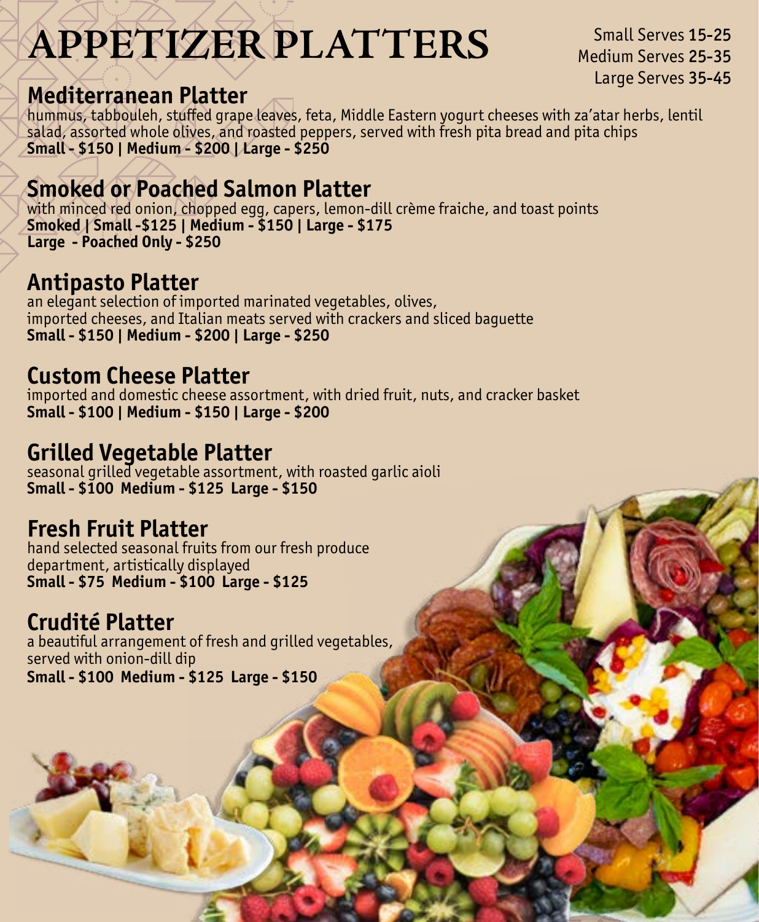# APPETIZER PLATTERS

Small Serves 15-25
Medium Serves 25-35
Large Serves 35-45

## Mediterranean Platter

hummus, tabbouleh, stuffed grape leaves, feta, Middle Eastern yogurt cheeses with za'atar herbs, lentil salad, assorted whole olives, and roasted peppers, served with fresh pita bread and pita chips

**Small - $150 | Medium - $200 | Large - $250**

## Smoked or Poached Salmon Platter

with minced red onion, chopped egg, capers, lemon-dill crème fraiche, and toast points

**Smoked | Small -$125 | Medium - $150 | Large - $175**
**Large - Poached Only - $250**

## Antipasto Platter

an elegant selection of imported marinated vegetables, olives, imported cheeses, and Italian meats served with crackers and sliced baguette

**Small - $150 | Medium - $200 | Large - $250**

## Custom Cheese Platter

imported and domestic cheese assortment, with dried fruit, nuts, and cracker basket

**Small - $100 | Medium - $150 | Large - $200**

## Grilled Vegetable Platter

seasonal grilled vegetable assortment, with roasted garlic aioli

**Small - $100 Medium - $125 Large - $150**

## Fresh Fruit Platter

hand selected seasonal fruits from our fresh produce department, artistically displayed

**Small - $75 Medium - $100 Large - $125**

## Crudité Platter

a beautiful arrangement of fresh and grilled vegetables, served with onion-dill dip

**Small - $100 Medium - $125 Large - $150**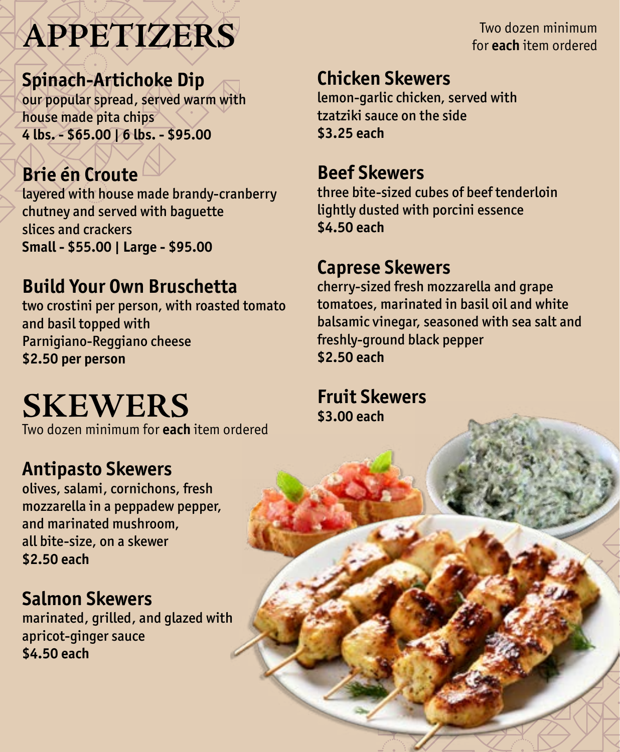# APPETIZERS

Two dozen minimum for **each** item ordered

## Spinach-Artichoke Dip

our popular spread, served warm with house made pita chips

**4 lbs. - $65.00 | 6 lbs. - $95.00**

## Brie én Croute

layered with house made brandy-cranberry chutney and served with baguette slices and crackers

**Small - $55.00 | Large - $95.00**

## Build Your Own Bruschetta

two crostini per person, with roasted tomato and basil topped with Parnigiano-Reggiano cheese

**$2.50 per person**

# SKEWERS

Two dozen minimum for **each** item ordered

## Antipasto Skewers

olives, salami, cornichons, fresh mozzarella in a peppadew pepper, and marinated mushroom, all bite-size, on a skewer

**$2.50 each**

## Salmon Skewers

marinated, grilled, and glazed with apricot-ginger sauce

**$4.50 each**

## Chicken Skewers

lemon-garlic chicken, served with tzatziki sauce on the side

**$3.25 each**

## Beef Skewers

three bite-sized cubes of beef tenderloin lightly dusted with porcini essence

**$4.50 each**

## Caprese Skewers

cherry-sized fresh mozzarella and grape tomatoes, marinated in basil oil and white balsamic vinegar, seasoned with sea salt and freshly-ground black pepper

**$2.50 each**

## Fruit Skewers

**$3.00 each**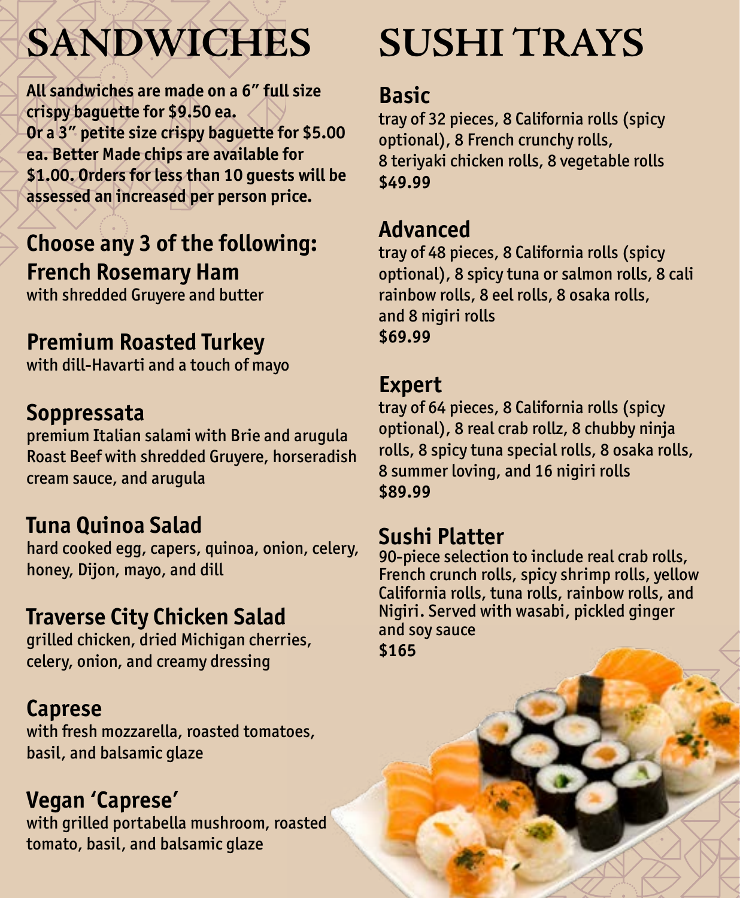# SANDWICHES

**All sandwiches are made on a 6" full size crispy baguette for $9.50 ea. Or a 3" petite size crispy baguette for $5.00 ea. Better Made chips are available for $1.00. Orders for less than 10 guests will be assessed an increased per person price.**

## Choose any 3 of the following:

### French Rosemary Ham
with shredded Gruyere and butter

### Premium Roasted Turkey
with dill-Havarti and a touch of mayo

### Soppressata
premium Italian salami with Brie and arugula
Roast Beef with shredded Gruyere, horseradish cream sauce, and arugula

### Tuna Quinoa Salad
hard cooked egg, capers, quinoa, onion, celery, honey, Dijon, mayo, and dill

### Traverse City Chicken Salad
grilled chicken, dried Michigan cherries, celery, onion, and creamy dressing

### Caprese
with fresh mozzarella, roasted tomatoes, basil, and balsamic glaze

### Vegan 'Caprese'
with grilled portabella mushroom, roasted tomato, basil, and balsamic glaze

# SUSHI TRAYS

### Basic
tray of 32 pieces, 8 California rolls (spicy optional), 8 French crunchy rolls, 8 teriyaki chicken rolls, 8 vegetable rolls
**$49.99**

### Advanced
tray of 48 pieces, 8 California rolls (spicy optional), 8 spicy tuna or salmon rolls, 8 cali rainbow rolls, 8 eel rolls, 8 osaka rolls, and 8 nigiri rolls
**$69.99**

### Expert
tray of 64 pieces, 8 California rolls (spicy optional), 8 real crab rollz, 8 chubby ninja rolls, 8 spicy tuna special rolls, 8 osaka rolls, 8 summer loving, and 16 nigiri rolls
**$89.99**

### Sushi Platter
90-piece selection to include real crab rolls, French crunch rolls, spicy shrimp rolls, yellow California rolls, tuna rolls, rainbow rolls, and Nigiri. Served with wasabi, pickled ginger and soy sauce
**$165**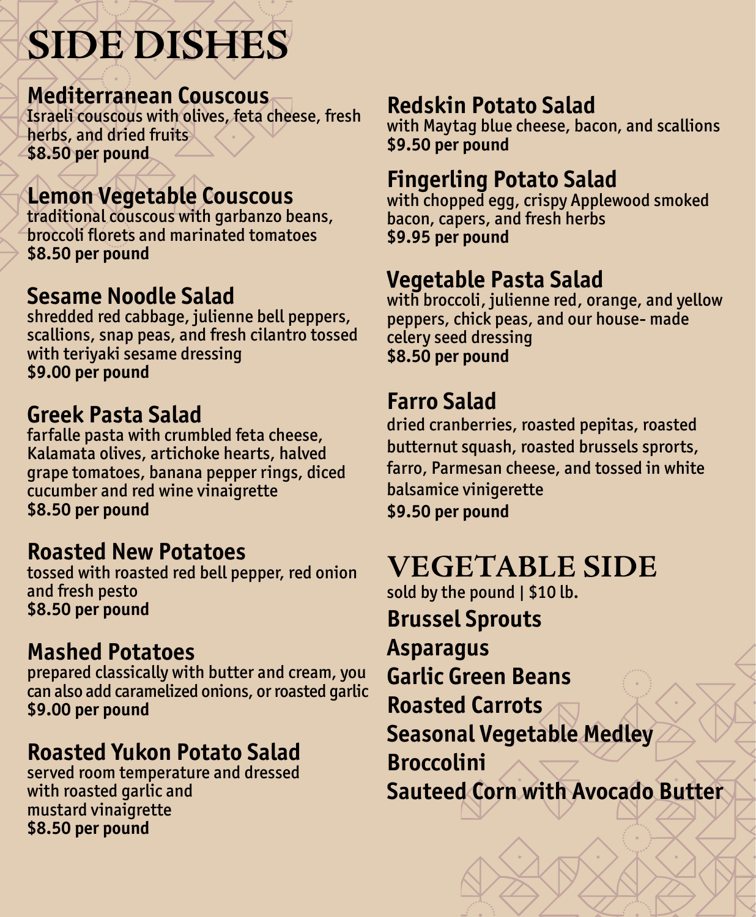# SIDE DISHES

### Mediterranean Couscous
Israeli couscous with olives, feta cheese, fresh herbs, and dried fruits
**$8.50 per pound**

### Lemon Vegetable Couscous
traditional couscous with garbanzo beans, broccoli florets and marinated tomatoes
**$8.50 per pound**

### Sesame Noodle Salad
shredded red cabbage, julienne bell peppers, scallions, snap peas, and fresh cilantro tossed with teriyaki sesame dressing
**$9.00 per pound**

### Greek Pasta Salad
farfalle pasta with crumbled feta cheese, Kalamata olives, artichoke hearts, halved grape tomatoes, banana pepper rings, diced cucumber and red wine vinaigrette
**$8.50 per pound**

### Roasted New Potatoes
tossed with roasted red bell pepper, red onion and fresh pesto
**$8.50 per pound**

### Mashed Potatoes
prepared classically with butter and cream, you can also add caramelized onions, or roasted garlic
**$9.00 per pound**

### Roasted Yukon Potato Salad
served room temperature and dressed with roasted garlic and mustard vinaigrette
**$8.50 per pound**

### Redskin Potato Salad
with Maytag blue cheese, bacon, and scallions
**$9.50 per pound**

### Fingerling Potato Salad
with chopped egg, crispy Applewood smoked bacon, capers, and fresh herbs
**$9.95 per pound**

### Vegetable Pasta Salad
with broccoli, julienne red, orange, and yellow peppers, chick peas, and our house- made celery seed dressing
**$8.50 per pound**

### Farro Salad
dried cranberries, roasted pepitas, roasted butternut squash, roasted brussels sprorts, farro, Parmesan cheese, and tossed in white balsamice vinigerette
**$9.50 per pound**

## VEGETABLE SIDE
sold by the pound | $10 lb.

**Brussel Sprouts**
**Asparagus**
**Garlic Green Beans**
**Roasted Carrots**
**Seasonal Vegetable Medley**
**Broccolini**
**Sauteed Corn with Avocado Butter**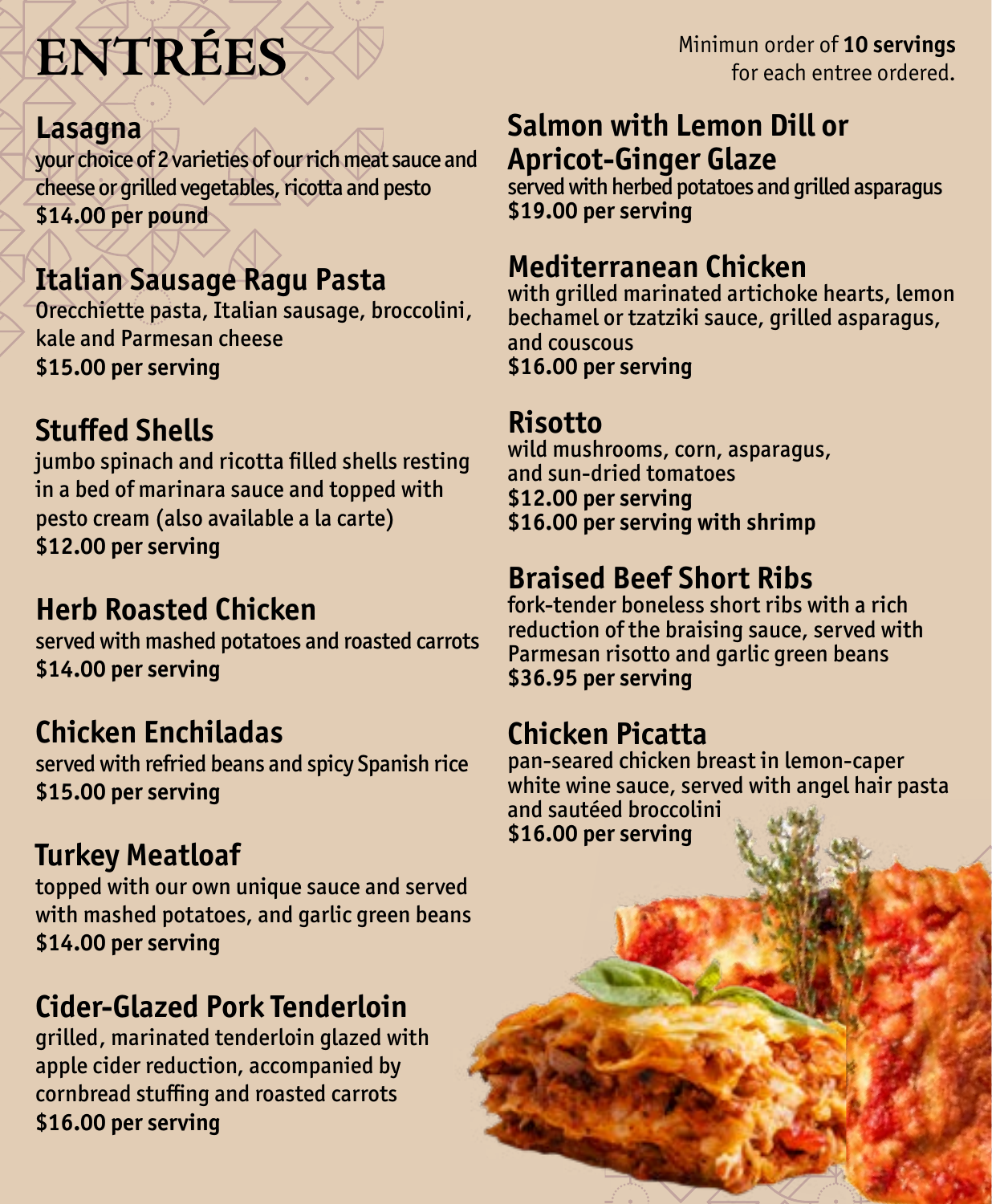# ENTRÉES

Minimun order of **10 servings** for each entree ordered.

## Lasagna

your choice of 2 varieties of our rich meat sauce and cheese or grilled vegetables, ricotta and pesto
**$14.00 per pound**

## Italian Sausage Ragu Pasta

Orecchiette pasta, Italian sausage, broccolini, kale and Parmesan cheese
**$15.00 per serving**

## Stuffed Shells

jumbo spinach and ricotta filled shells resting in a bed of marinara sauce and topped with pesto cream (also available a la carte)
**$12.00 per serving**

## Herb Roasted Chicken

served with mashed potatoes and roasted carrots
**$14.00 per serving**

## Chicken Enchiladas

served with refried beans and spicy Spanish rice
**$15.00 per serving**

## Turkey Meatloaf

topped with our own unique sauce and served with mashed potatoes, and garlic green beans
**$14.00 per serving**

## Cider-Glazed Pork Tenderloin

grilled, marinated tenderloin glazed with apple cider reduction, accompanied by cornbread stuffing and roasted carrots
**$16.00 per serving**

## Salmon with Lemon Dill or Apricot-Ginger Glaze

served with herbed potatoes and grilled asparagus
**$19.00 per serving**

## Mediterranean Chicken

with grilled marinated artichoke hearts, lemon bechamel or tzatziki sauce, grilled asparagus, and couscous
**$16.00 per serving**

## Risotto

wild mushrooms, corn, asparagus, and sun-dried tomatoes
**$12.00 per serving**
**$16.00 per serving with shrimp**

## Braised Beef Short Ribs

fork-tender boneless short ribs with a rich reduction of the braising sauce, served with Parmesan risotto and garlic green beans
**$36.95 per serving**

## Chicken Picatta

pan-seared chicken breast in lemon-caper white wine sauce, served with angel hair pasta and sautéed broccolini
**$16.00 per serving**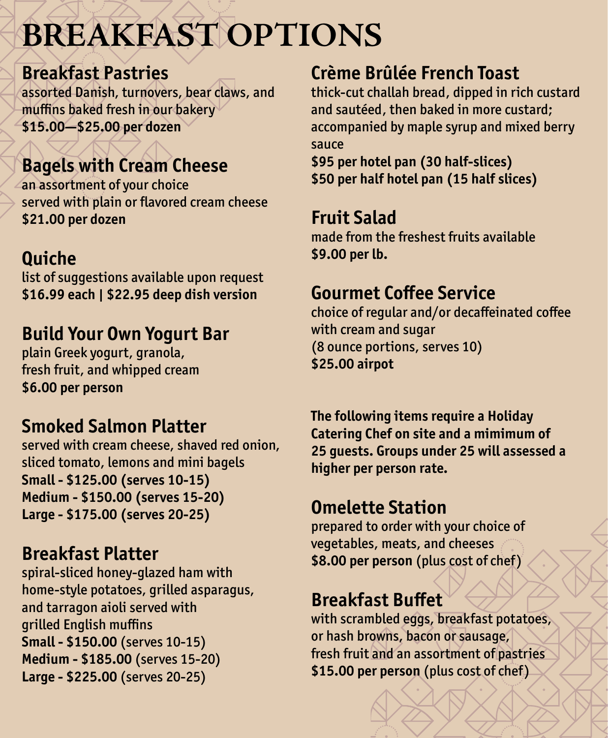# BREAKFAST OPTIONS

## Breakfast Pastries

assorted Danish, turnovers, bear claws, and muffins baked fresh in our bakery
**$15.00—$25.00 per dozen**

## Bagels with Cream Cheese

an assortment of your choice
served with plain or flavored cream cheese
**$21.00 per dozen**

## Quiche

list of suggestions available upon request
**$16.99 each | $22.95 deep dish version**

## Build Your Own Yogurt Bar

plain Greek yogurt, granola,
fresh fruit, and whipped cream
**$6.00 per person**

## Smoked Salmon Platter

served with cream cheese, shaved red onion, sliced tomato, lemons and mini bagels
**Small - $125.00 (serves 10-15)**
**Medium - $150.00 (serves 15-20)**
**Large - $175.00 (serves 20-25)**

## Breakfast Platter

spiral-sliced honey-glazed ham with home-style potatoes, grilled asparagus, and tarragon aioli served with grilled English muffins
**Small - $150.00** (serves 10-15)
**Medium - $185.00** (serves 15-20)
**Large - $225.00** (serves 20-25)

## Crème Brûlée French Toast

thick-cut challah bread, dipped in rich custard and sautéed, then baked in more custard; accompanied by maple syrup and mixed berry sauce
**$95 per hotel pan (30 half-slices)**
**$50 per half hotel pan (15 half slices)**

## Fruit Salad

made from the freshest fruits available
**$9.00 per lb.**

## Gourmet Coffee Service

choice of regular and/or decaffeinated coffee with cream and sugar
(8 ounce portions, serves 10)
**$25.00 airpot**

**The following items require a Holiday Catering Chef on site and a mimimum of 25 guests. Groups under 25 will assessed a higher per person rate.**

## Omelette Station

prepared to order with your choice of vegetables, meats, and cheeses
**$8.00 per person** (plus cost of chef)

## Breakfast Buffet

with scrambled eggs, breakfast potatoes, or hash browns, bacon or sausage, fresh fruit and an assortment of pastries
**$15.00 per person** (plus cost of chef)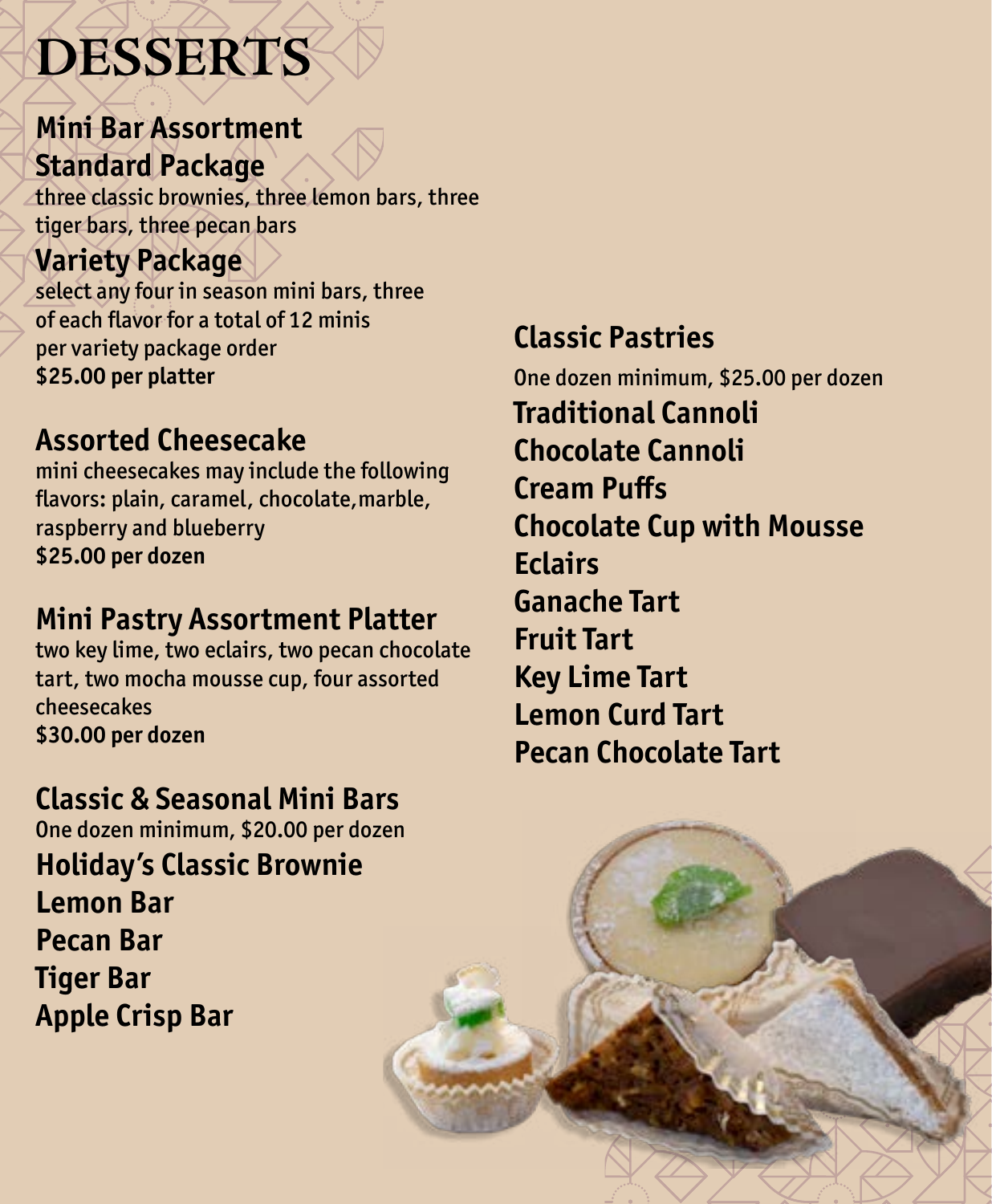# DESSERTS

## Mini Bar Assortment

### Standard Package

three classic brownies, three lemon bars, three tiger bars, three pecan bars

### Variety Package

select any four in season mini bars, three of each flavor for a total of 12 minis per variety package order

**$25.00 per platter**

## Assorted Cheesecake

mini cheesecakes may include the following flavors: plain, caramel, chocolate,marble, raspberry and blueberry

**$25.00 per dozen**

## Mini Pastry Assortment Platter

two key lime, two eclairs, two pecan chocolate tart, two mocha mousse cup, four assorted cheesecakes

**$30.00 per dozen**

## Classic & Seasonal Mini Bars

One dozen minimum, $20.00 per dozen

**Holiday's Classic Brownie**
**Lemon Bar**
**Pecan Bar**
**Tiger Bar**
**Apple Crisp Bar**

## Classic Pastries

One dozen minimum, $25.00 per dozen

**Traditional Cannoli**
**Chocolate Cannoli**
**Cream Puffs**
**Chocolate Cup with Mousse**
**Eclairs**
**Ganache Tart**
**Fruit Tart**
**Key Lime Tart**
**Lemon Curd Tart**
**Pecan Chocolate Tart**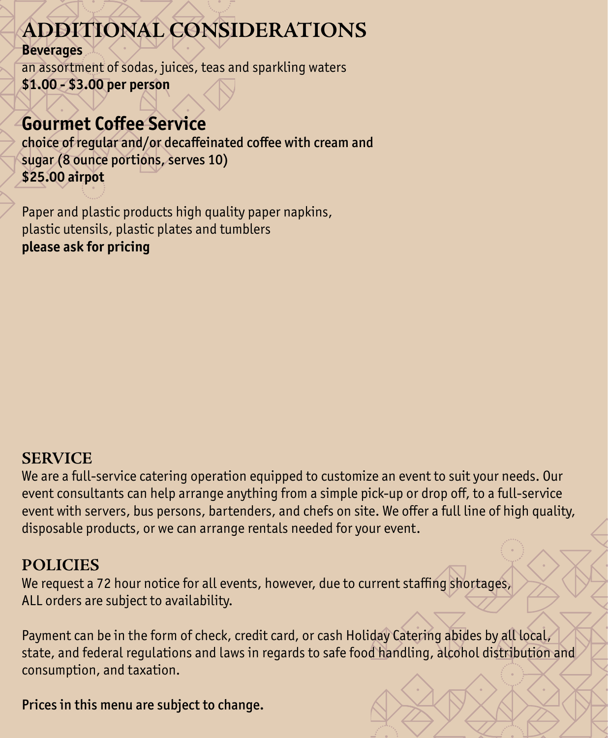# ADDITIONAL CONSIDERATIONS

**Beverages**

an assortment of sodas, juices, teas and sparkling waters

**$1.00 - $3.00 per person**

## Gourmet Coffee Service

**choice of regular and/or decaffeinated coffee with cream and sugar (8 ounce portions, serves 10)**

**$25.00 airpot**

Paper and plastic products high quality paper napkins, plastic utensils, plastic plates and tumblers

**please ask for pricing**

## SERVICE

We are a full-service catering operation equipped to customize an event to suit your needs. Our event consultants can help arrange anything from a simple pick-up or drop off, to a full-service event with servers, bus persons, bartenders, and chefs on site. We offer a full line of high quality, disposable products, or we can arrange rentals needed for your event.

## POLICIES

We request a 72 hour notice for all events, however, due to current staffing shortages, ALL orders are subject to availability.

Payment can be in the form of check, credit card, or cash Holiday Catering abides by all local, state, and federal regulations and laws in regards to safe food handling, alcohol distribution and consumption, and taxation.

**Prices in this menu are subject to change.**